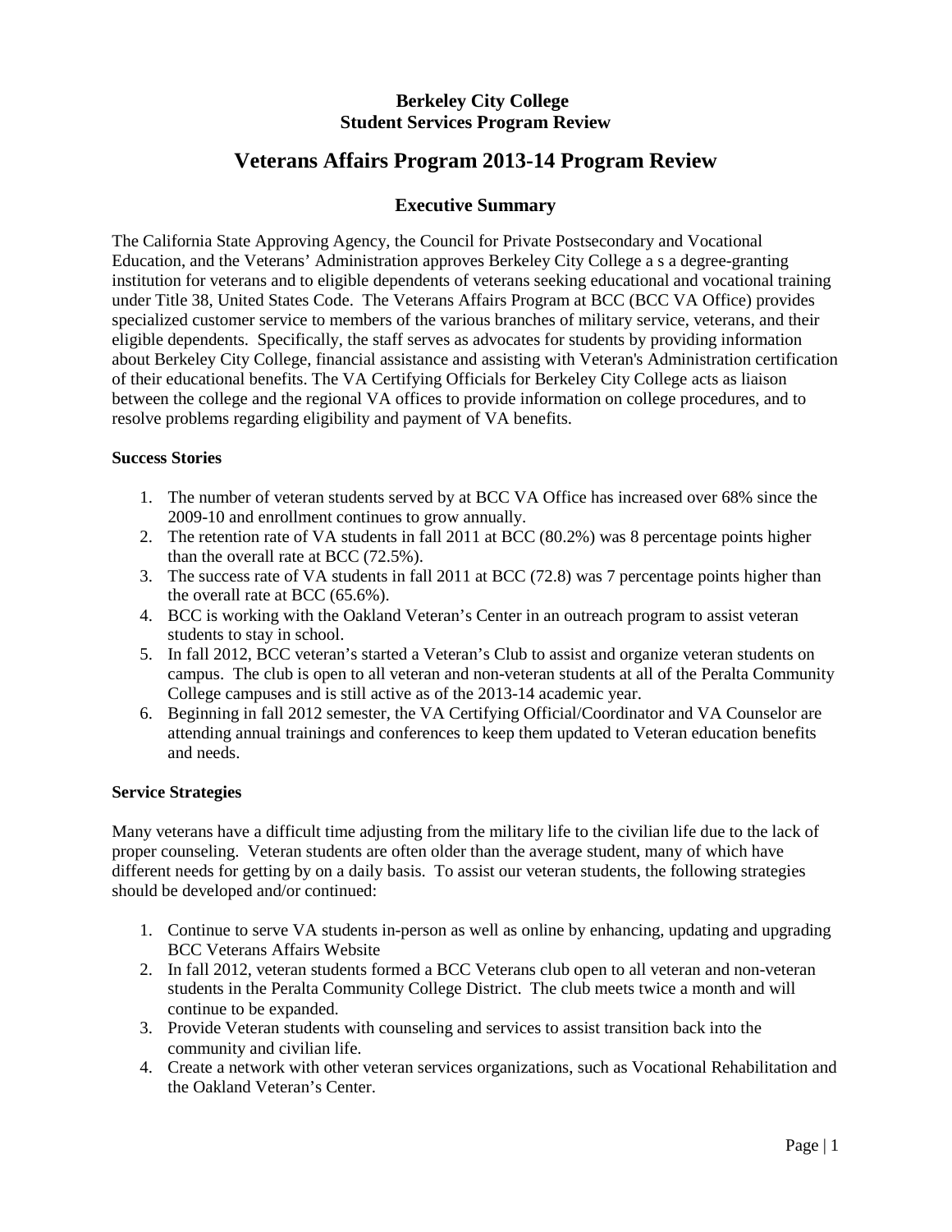**Berkeley City College**
**Student Services Program Review**

# Veterans Affairs Program 2013-14 Program Review

## Executive Summary

The California State Approving Agency, the Council for Private Postsecondary and Vocational Education, and the Veterans' Administration approves Berkeley City College a s a degree-granting institution for veterans and to eligible dependents of veterans seeking educational and vocational training under Title 38, United States Code. The Veterans Affairs Program at BCC (BCC VA Office) provides specialized customer service to members of the various branches of military service, veterans, and their eligible dependents. Specifically, the staff serves as advocates for students by providing information about Berkeley City College, financial assistance and assisting with Veteran's Administration certification of their educational benefits. The VA Certifying Officials for Berkeley City College acts as liaison between the college and the regional VA offices to provide information on college procedures, and to resolve problems regarding eligibility and payment of VA benefits.

**Success Stories**

1. The number of veteran students served by at BCC VA Office has increased over 68% since the 2009-10 and enrollment continues to grow annually.
2. The retention rate of VA students in fall 2011 at BCC (80.2%) was 8 percentage points higher than the overall rate at BCC (72.5%).
3. The success rate of VA students in fall 2011 at BCC (72.8) was 7 percentage points higher than the overall rate at BCC (65.6%).
4. BCC is working with the Oakland Veteran's Center in an outreach program to assist veteran students to stay in school.
5. In fall 2012, BCC veteran's started a Veteran's Club to assist and organize veteran students on campus. The club is open to all veteran and non-veteran students at all of the Peralta Community College campuses and is still active as of the 2013-14 academic year.
6. Beginning in fall 2012 semester, the VA Certifying Official/Coordinator and VA Counselor are attending annual trainings and conferences to keep them updated to Veteran education benefits and needs.

**Service Strategies**

Many veterans have a difficult time adjusting from the military life to the civilian life due to the lack of proper counseling. Veteran students are often older than the average student, many of which have different needs for getting by on a daily basis. To assist our veteran students, the following strategies should be developed and/or continued:

1. Continue to serve VA students in-person as well as online by enhancing, updating and upgrading BCC Veterans Affairs Website
2. In fall 2012, veteran students formed a BCC Veterans club open to all veteran and non-veteran students in the Peralta Community College District. The club meets twice a month and will continue to be expanded.
3. Provide Veteran students with counseling and services to assist transition back into the community and civilian life.
4. Create a network with other veteran services organizations, such as Vocational Rehabilitation and the Oakland Veteran's Center.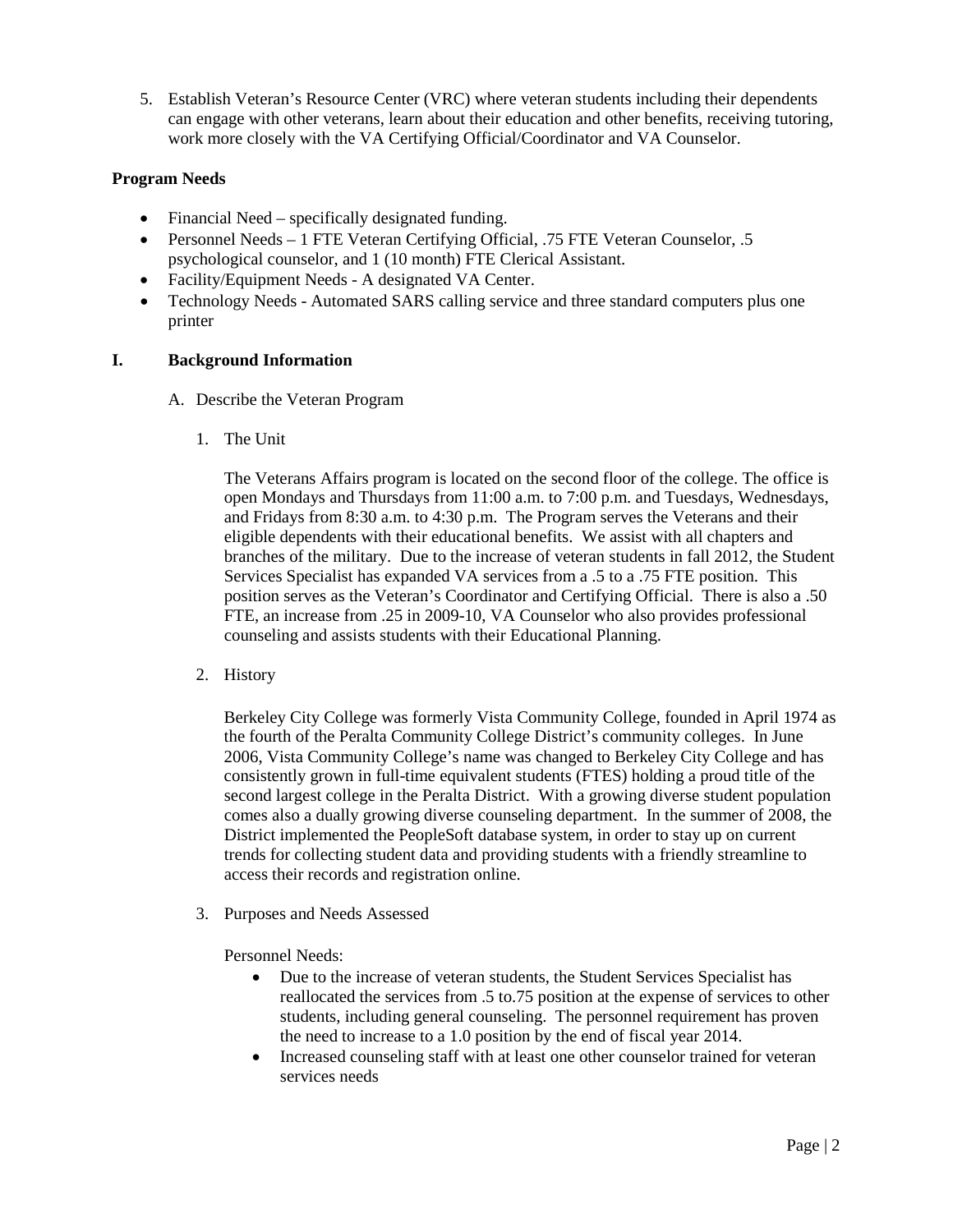5. Establish Veteran's Resource Center (VRC) where veteran students including their dependents can engage with other veterans, learn about their education and other benefits, receiving tutoring, work more closely with the VA Certifying Official/Coordinator and VA Counselor.

**Program Needs**

- Financial Need – specifically designated funding.
- Personnel Needs – 1 FTE Veteran Certifying Official, .75 FTE Veteran Counselor, .5 psychological counselor, and 1 (10 month) FTE Clerical Assistant.
- Facility/Equipment Needs - A designated VA Center.
- Technology Needs - Automated SARS calling service and three standard computers plus one printer

## I. Background Information

A. Describe the Veteran Program

1. The Unit

The Veterans Affairs program is located on the second floor of the college. The office is open Mondays and Thursdays from 11:00 a.m. to 7:00 p.m. and Tuesdays, Wednesdays, and Fridays from 8:30 a.m. to 4:30 p.m. The Program serves the Veterans and their eligible dependents with their educational benefits. We assist with all chapters and branches of the military. Due to the increase of veteran students in fall 2012, the Student Services Specialist has expanded VA services from a .5 to a .75 FTE position. This position serves as the Veteran's Coordinator and Certifying Official. There is also a .50 FTE, an increase from .25 in 2009-10, VA Counselor who also provides professional counseling and assists students with their Educational Planning.

2. History

Berkeley City College was formerly Vista Community College, founded in April 1974 as the fourth of the Peralta Community College District's community colleges. In June 2006, Vista Community College's name was changed to Berkeley City College and has consistently grown in full-time equivalent students (FTES) holding a proud title of the second largest college in the Peralta District. With a growing diverse student population comes also a dually growing diverse counseling department. In the summer of 2008, the District implemented the PeopleSoft database system, in order to stay up on current trends for collecting student data and providing students with a friendly streamline to access their records and registration online.

3. Purposes and Needs Assessed

Personnel Needs:

- Due to the increase of veteran students, the Student Services Specialist has reallocated the services from .5 to.75 position at the expense of services to other students, including general counseling. The personnel requirement has proven the need to increase to a 1.0 position by the end of fiscal year 2014.
- Increased counseling staff with at least one other counselor trained for veteran services needs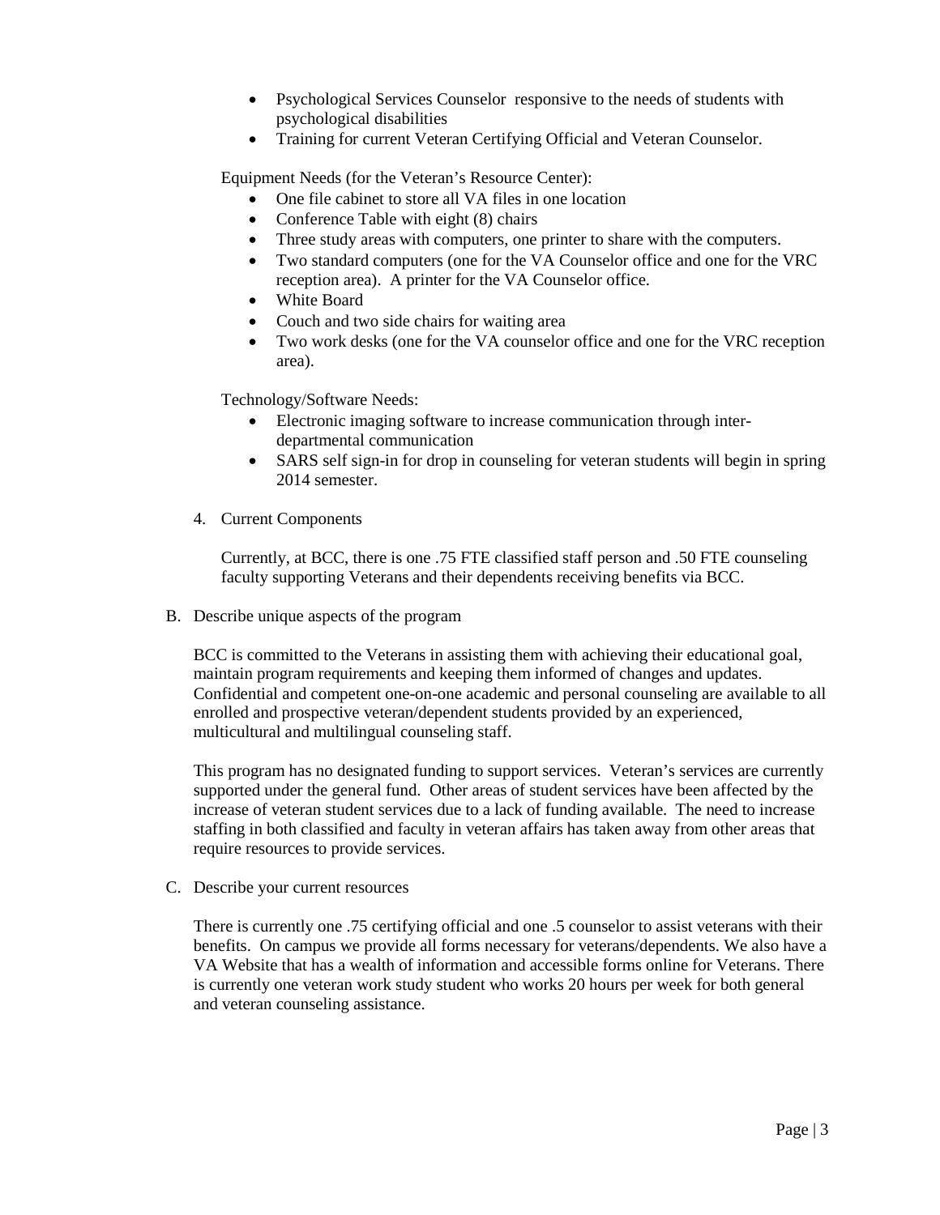- Psychological Services Counselor  responsive to the needs of students with psychological disabilities
- Training for current Veteran Certifying Official and Veteran Counselor.

Equipment Needs (for the Veteran's Resource Center):

- One file cabinet to store all VA files in one location
- Conference Table with eight (8) chairs
- Three study areas with computers, one printer to share with the computers.
- Two standard computers (one for the VA Counselor office and one for the VRC reception area).  A printer for the VA Counselor office.
- White Board
- Couch and two side chairs for waiting area
- Two work desks (one for the VA counselor office and one for the VRC reception area).

Technology/Software Needs:

- Electronic imaging software to increase communication through inter-departmental communication
- SARS self sign-in for drop in counseling for veteran students will begin in spring 2014 semester.

4. Current Components

   Currently, at BCC, there is one .75 FTE classified staff person and .50 FTE counseling faculty supporting Veterans and their dependents receiving benefits via BCC.

B. Describe unique aspects of the program

BCC is committed to the Veterans in assisting them with achieving their educational goal, maintain program requirements and keeping them informed of changes and updates. Confidential and competent one-on-one academic and personal counseling are available to all enrolled and prospective veteran/dependent students provided by an experienced, multicultural and multilingual counseling staff.

This program has no designated funding to support services.  Veteran's services are currently supported under the general fund.  Other areas of student services have been affected by the increase of veteran student services due to a lack of funding available.  The need to increase staffing in both classified and faculty in veteran affairs has taken away from other areas that require resources to provide services.

C. Describe your current resources

There is currently one .75 certifying official and one .5 counselor to assist veterans with their benefits.  On campus we provide all forms necessary for veterans/dependents. We also have a VA Website that has a wealth of information and accessible forms online for Veterans. There is currently one veteran work study student who works 20 hours per week for both general and veteran counseling assistance.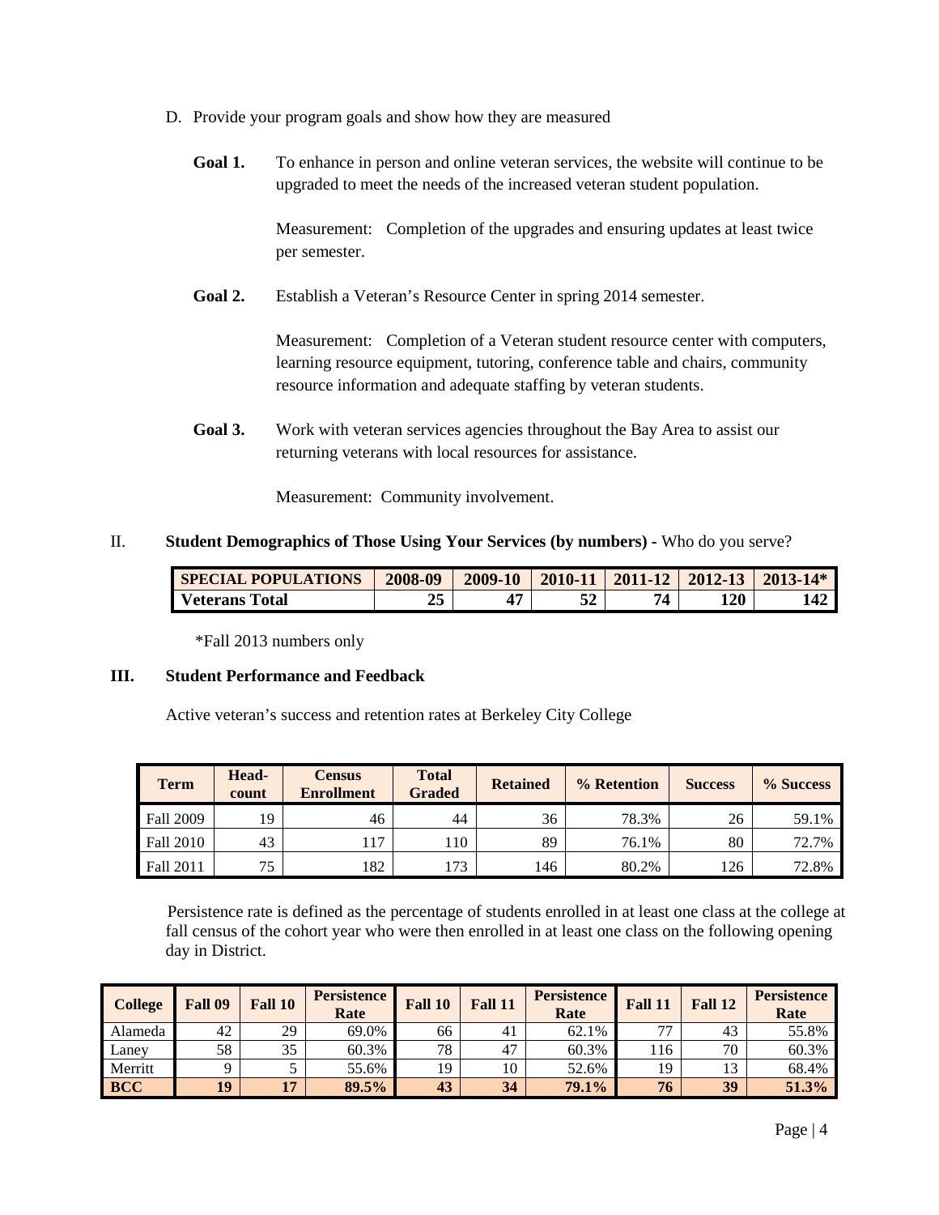D. Provide your program goals and show how they are measured

**Goal 1.** To enhance in person and online veteran services, the website will continue to be upgraded to meet the needs of the increased veteran student population.

Measurement: Completion of the upgrades and ensuring updates at least twice per semester.

**Goal 2.** Establish a Veteran's Resource Center in spring 2014 semester.

Measurement: Completion of a Veteran student resource center with computers, learning resource equipment, tutoring, conference table and chairs, community resource information and adequate staffing by veteran students.

**Goal 3.** Work with veteran services agencies throughout the Bay Area to assist our returning veterans with local resources for assistance.

Measurement: Community involvement.

## II. **Student Demographics of Those Using Your Services (by numbers) -** Who do you serve?

| SPECIAL POPULATIONS | 2008-09 | 2009-10 | 2010-11 | 2011-12 | 2012-13 | 2013-14* |
|---|---|---|---|---|---|---|
| **Veterans Total** | **25** | **47** | **52** | **74** | **120** | **142** |

*Fall 2013 numbers only

## III. Student Performance and Feedback

Active veteran's success and retention rates at Berkeley City College

| Term | Head-count | Census Enrollment | Total Graded | Retained | % Retention | Success | % Success |
|---|---|---|---|---|---|---|---|
| Fall 2009 | 19 | 46 | 44 | 36 | 78.3% | 26 | 59.1% |
| Fall 2010 | 43 | 117 | 110 | 89 | 76.1% | 80 | 72.7% |
| Fall 2011 | 75 | 182 | 173 | 146 | 80.2% | 126 | 72.8% |

Persistence rate is defined as the percentage of students enrolled in at least one class at the college at fall census of the cohort year who were then enrolled in at least one class on the following opening day in District.

| College | Fall 09 | Fall 10 | Persistence Rate | Fall 10 | Fall 11 | Persistence Rate | Fall 11 | Fall 12 | Persistence Rate |
|---|---|---|---|---|---|---|---|---|---|
| Alameda | 42 | 29 | 69.0% | 66 | 41 | 62.1% | 77 | 43 | 55.8% |
| Laney | 58 | 35 | 60.3% | 78 | 47 | 60.3% | 116 | 70 | 60.3% |
| Merritt | 9 | 5 | 55.6% | 19 | 10 | 52.6% | 19 | 13 | 68.4% |
| **BCC** | **19** | **17** | **89.5%** | **43** | **34** | **79.1%** | **76** | **39** | **51.3%** |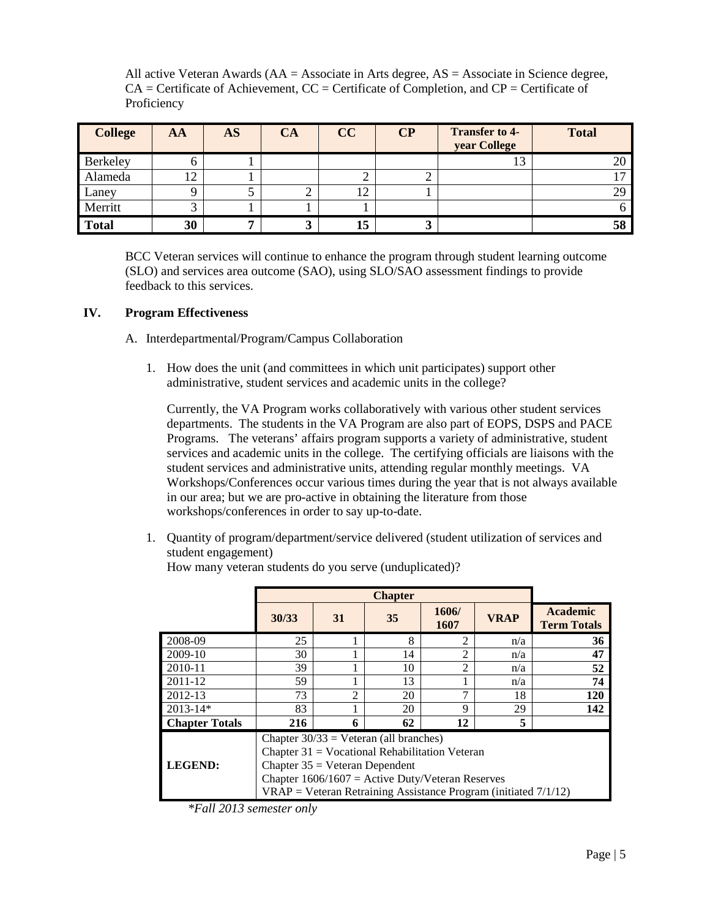All active Veteran Awards (AA = Associate in Arts degree, AS = Associate in Science degree, CA = Certificate of Achievement, CC = Certificate of Completion, and CP = Certificate of Proficiency

| College | AA | AS | CA | CC | CP | Transfer to 4-year College | Total |
|---|---|---|---|---|---|---|---|
| Berkeley | 6 | 1 | | | | 13 | 20 |
| Alameda | 12 | 1 | | 2 | 2 | | 17 |
| Laney | 9 | 5 | 2 | 12 | 1 | | 29 |
| Merritt | 3 | 1 | 1 | 1 | | | 6 |
| **Total** | **30** | **7** | **3** | **15** | **3** | | **58** |

BCC Veteran services will continue to enhance the program through student learning outcome (SLO) and services area outcome (SAO), using SLO/SAO assessment findings to provide feedback to this services.

## IV. Program Effectiveness

A. Interdepartmental/Program/Campus Collaboration

1. How does the unit (and committees in which unit participates) support other administrative, student services and academic units in the college?

   Currently, the VA Program works collaboratively with various other student services departments. The students in the VA Program are also part of EOPS, DSPS and PACE Programs. The veterans' affairs program supports a variety of administrative, student services and academic units in the college. The certifying officials are liaisons with the student services and administrative units, attending regular monthly meetings. VA Workshops/Conferences occur various times during the year that is not always available in our area; but we are pro-active in obtaining the literature from those workshops/conferences in order to say up-to-date.

1. Quantity of program/department/service delivered (student utilization of services and student engagement)
   How many veteran students do you serve (unduplicated)?

| | Chapter | | | | | |
|---|---|---|---|---|---|---|
| | 30/33 | 31 | 35 | 1606/ 1607 | VRAP | Academic Term Totals |
| 2008-09 | 25 | 1 | 8 | 2 | n/a | **36** |
| 2009-10 | 30 | 1 | 14 | 2 | n/a | **47** |
| 2010-11 | 39 | 1 | 10 | 2 | n/a | **52** |
| 2011-12 | 59 | 1 | 13 | 1 | n/a | **74** |
| 2012-13 | 73 | 2 | 20 | 7 | 18 | **120** |
| 2013-14* | 83 | 1 | 20 | 9 | 29 | **142** |
| **Chapter Totals** | **216** | **6** | **62** | **12** | **5** | |
| **LEGEND:** | Chapter 30/33 = Veteran (all branches)<br>Chapter 31 = Vocational Rehabilitation Veteran<br>Chapter 35 = Veteran Dependent<br>Chapter 1606/1607 = Active Duty/Veteran Reserves<br>VRAP = Veteran Retraining Assistance Program (initiated 7/1/12) | | | | | |

*\*Fall 2013 semester only*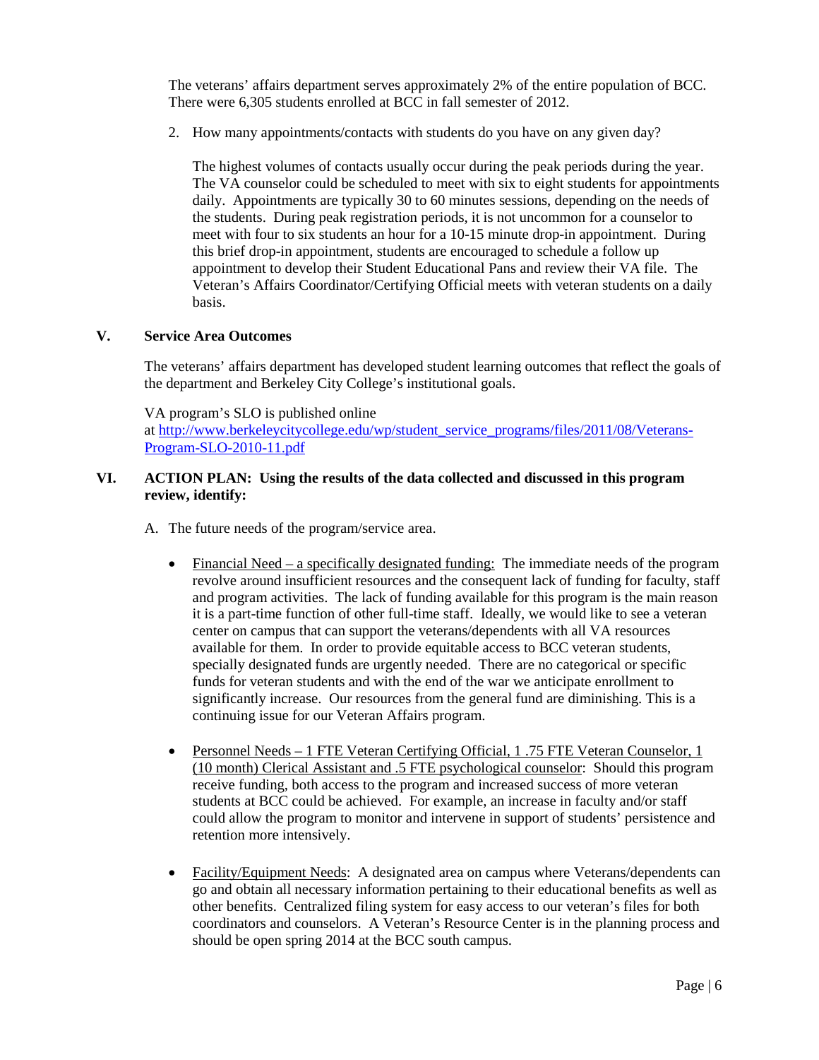The veterans' affairs department serves approximately 2% of the entire population of BCC. There were 6,305 students enrolled at BCC in fall semester of 2012.

2. How many appointments/contacts with students do you have on any given day?

   The highest volumes of contacts usually occur during the peak periods during the year. The VA counselor could be scheduled to meet with six to eight students for appointments daily. Appointments are typically 30 to 60 minutes sessions, depending on the needs of the students. During peak registration periods, it is not uncommon for a counselor to meet with four to six students an hour for a 10-15 minute drop-in appointment. During this brief drop-in appointment, students are encouraged to schedule a follow up appointment to develop their Student Educational Pans and review their VA file. The Veteran's Affairs Coordinator/Certifying Official meets with veteran students on a daily basis.

## V. Service Area Outcomes

The veterans' affairs department has developed student learning outcomes that reflect the goals of the department and Berkeley City College's institutional goals.

VA program's SLO is published online at http://www.berkeleycitycollege.edu/wp/student_service_programs/files/2011/08/Veterans-Program-SLO-2010-11.pdf

## VI. ACTION PLAN: Using the results of the data collected and discussed in this program review, identify:

A. The future needs of the program/service area.

- Financial Need – a specifically designated funding: The immediate needs of the program revolve around insufficient resources and the consequent lack of funding for faculty, staff and program activities. The lack of funding available for this program is the main reason it is a part-time function of other full-time staff. Ideally, we would like to see a veteran center on campus that can support the veterans/dependents with all VA resources available for them. In order to provide equitable access to BCC veteran students, specially designated funds are urgently needed. There are no categorical or specific funds for veteran students and with the end of the war we anticipate enrollment to significantly increase. Our resources from the general fund are diminishing. This is a continuing issue for our Veteran Affairs program.

- Personnel Needs – 1 FTE Veteran Certifying Official, 1 .75 FTE Veteran Counselor, 1 (10 month) Clerical Assistant and .5 FTE psychological counselor: Should this program receive funding, both access to the program and increased success of more veteran students at BCC could be achieved. For example, an increase in faculty and/or staff could allow the program to monitor and intervene in support of students' persistence and retention more intensively.

- Facility/Equipment Needs: A designated area on campus where Veterans/dependents can go and obtain all necessary information pertaining to their educational benefits as well as other benefits. Centralized filing system for easy access to our veteran's files for both coordinators and counselors. A Veteran's Resource Center is in the planning process and should be open spring 2014 at the BCC south campus.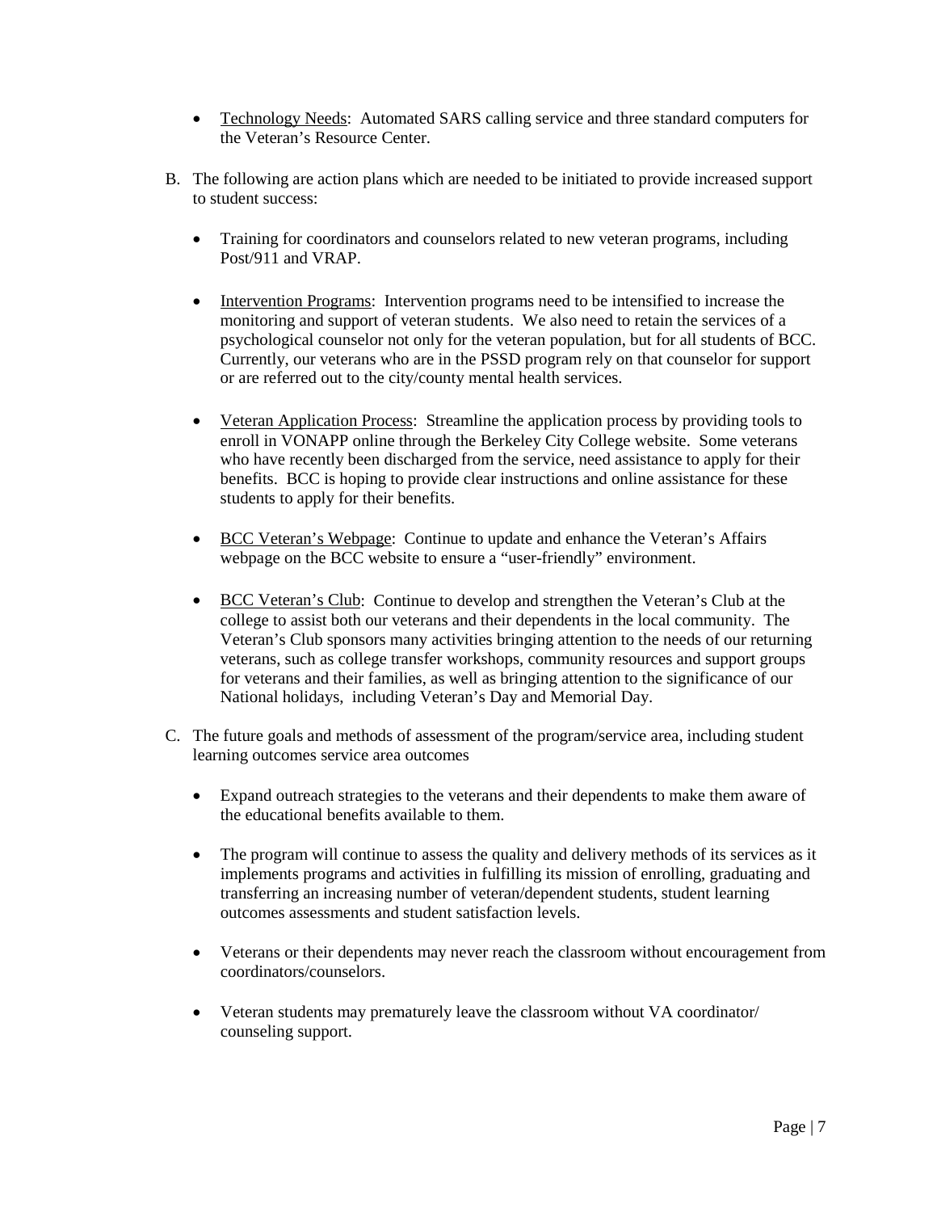- Technology Needs: Automated SARS calling service and three standard computers for the Veteran's Resource Center.

B. The following are action plans which are needed to be initiated to provide increased support to student success:

- Training for coordinators and counselors related to new veteran programs, including Post/911 and VRAP.

- Intervention Programs: Intervention programs need to be intensified to increase the monitoring and support of veteran students. We also need to retain the services of a psychological counselor not only for the veteran population, but for all students of BCC. Currently, our veterans who are in the PSSD program rely on that counselor for support or are referred out to the city/county mental health services.

- Veteran Application Process: Streamline the application process by providing tools to enroll in VONAPP online through the Berkeley City College website. Some veterans who have recently been discharged from the service, need assistance to apply for their benefits. BCC is hoping to provide clear instructions and online assistance for these students to apply for their benefits.

- BCC Veteran's Webpage: Continue to update and enhance the Veteran's Affairs webpage on the BCC website to ensure a "user-friendly" environment.

- BCC Veteran's Club: Continue to develop and strengthen the Veteran's Club at the college to assist both our veterans and their dependents in the local community. The Veteran's Club sponsors many activities bringing attention to the needs of our returning veterans, such as college transfer workshops, community resources and support groups for veterans and their families, as well as bringing attention to the significance of our National holidays, including Veteran's Day and Memorial Day.

C. The future goals and methods of assessment of the program/service area, including student learning outcomes service area outcomes

- Expand outreach strategies to the veterans and their dependents to make them aware of the educational benefits available to them.

- The program will continue to assess the quality and delivery methods of its services as it implements programs and activities in fulfilling its mission of enrolling, graduating and transferring an increasing number of veteran/dependent students, student learning outcomes assessments and student satisfaction levels.

- Veterans or their dependents may never reach the classroom without encouragement from coordinators/counselors.

- Veteran students may prematurely leave the classroom without VA coordinator/ counseling support.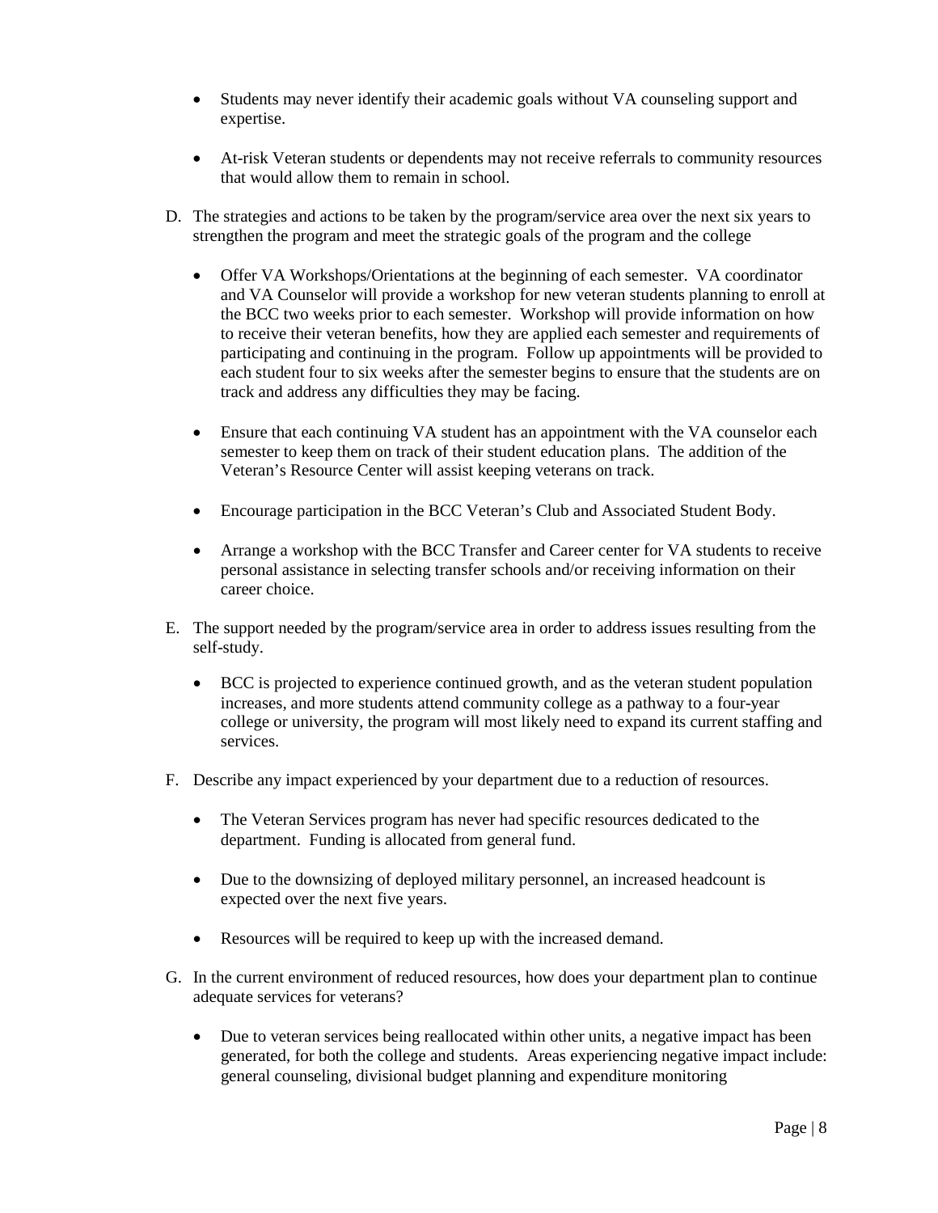- Students may never identify their academic goals without VA counseling support and expertise.

- At-risk Veteran students or dependents may not receive referrals to community resources that would allow them to remain in school.

D. The strategies and actions to be taken by the program/service area over the next six years to strengthen the program and meet the strategic goals of the program and the college

   - Offer VA Workshops/Orientations at the beginning of each semester. VA coordinator and VA Counselor will provide a workshop for new veteran students planning to enroll at the BCC two weeks prior to each semester. Workshop will provide information on how to receive their veteran benefits, how they are applied each semester and requirements of participating and continuing in the program. Follow up appointments will be provided to each student four to six weeks after the semester begins to ensure that the students are on track and address any difficulties they may be facing.

   - Ensure that each continuing VA student has an appointment with the VA counselor each semester to keep them on track of their student education plans. The addition of the Veteran's Resource Center will assist keeping veterans on track.

   - Encourage participation in the BCC Veteran's Club and Associated Student Body.

   - Arrange a workshop with the BCC Transfer and Career center for VA students to receive personal assistance in selecting transfer schools and/or receiving information on their career choice.

E. The support needed by the program/service area in order to address issues resulting from the self-study.

   - BCC is projected to experience continued growth, and as the veteran student population increases, and more students attend community college as a pathway to a four-year college or university, the program will most likely need to expand its current staffing and services.

F. Describe any impact experienced by your department due to a reduction of resources.

   - The Veteran Services program has never had specific resources dedicated to the department. Funding is allocated from general fund.

   - Due to the downsizing of deployed military personnel, an increased headcount is expected over the next five years.

   - Resources will be required to keep up with the increased demand.

G. In the current environment of reduced resources, how does your department plan to continue adequate services for veterans?

   - Due to veteran services being reallocated within other units, a negative impact has been generated, for both the college and students. Areas experiencing negative impact include: general counseling, divisional budget planning and expenditure monitoring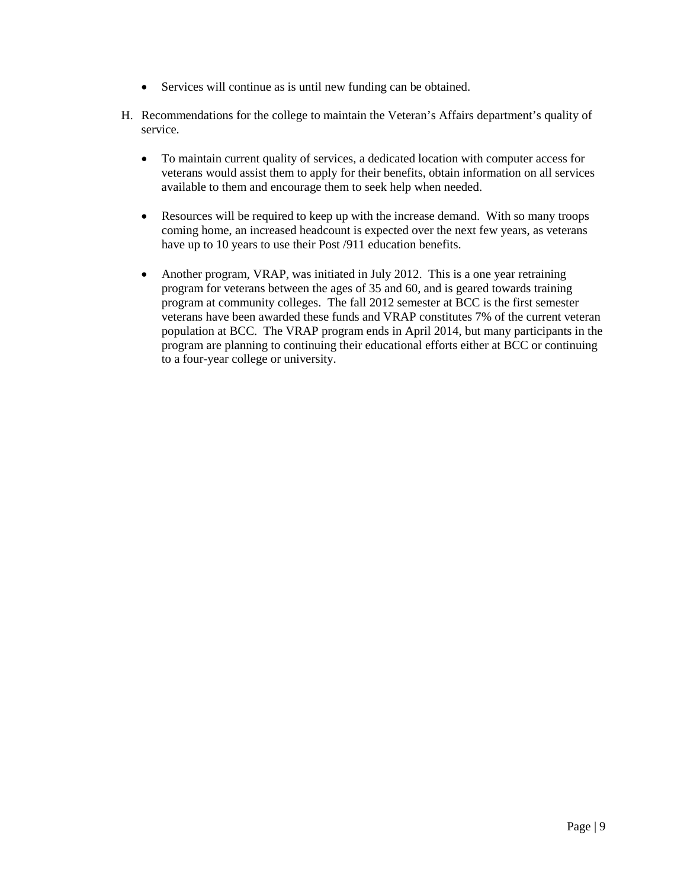- Services will continue as is until new funding can be obtained.

H. Recommendations for the college to maintain the Veteran's Affairs department's quality of service.

- To maintain current quality of services, a dedicated location with computer access for veterans would assist them to apply for their benefits, obtain information on all services available to them and encourage them to seek help when needed.

- Resources will be required to keep up with the increase demand. With so many troops coming home, an increased headcount is expected over the next few years, as veterans have up to 10 years to use their Post /911 education benefits.

- Another program, VRAP, was initiated in July 2012. This is a one year retraining program for veterans between the ages of 35 and 60, and is geared towards training program at community colleges. The fall 2012 semester at BCC is the first semester veterans have been awarded these funds and VRAP constitutes 7% of the current veteran population at BCC. The VRAP program ends in April 2014, but many participants in the program are planning to continuing their educational efforts either at BCC or continuing to a four-year college or university.